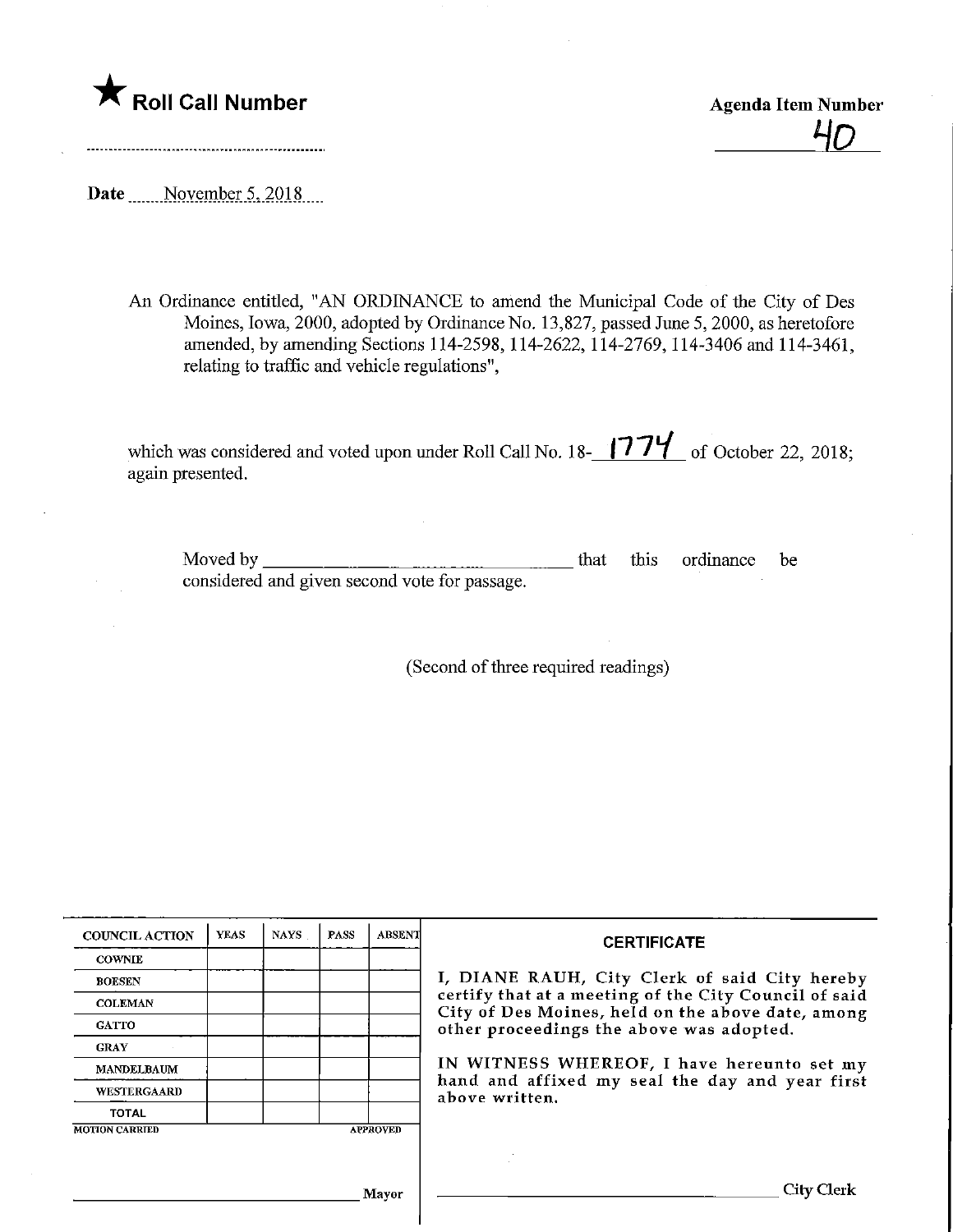★ **Roll Call Number**

**Agenda Item Number**

40

**Date** November 5, 2018

An Ordinance entitled, "AN ORDINANCE to amend the Municipal Code of the City of Des Moines, Iowa, 2000, adopted by Ordinance No. 13,827, passed June 5, 2000, as heretofore amended, by amending Sections 114-2598, 114-2622, 114-2769, 114-3406 and 114-3461, relating to traffic and vehicle regulations",

which was considered and voted upon under Roll Call No. 18-1774 of October 22, 2018; again presented.

Moved by \_\_\_\_\_\_\_\_\_\_\_\_\_\_\_\_\_\_\_\_\_\_\_\_\_\_\_\_ that this ordinance be considered and given second vote for passage.

(Second of three required readings)

| COUNCIL ACTION | YEAS | NAYS | PASS | ABSENT |
|---|---|---|---|---|
| COWNIE | | | | |
| BOESEN | | | | |
| COLEMAN | | | | |
| GATTO | | | | |
| GRAY | | | | |
| MANDELBAUM | | | | |
| WESTERGAARD | | | | |
| TOTAL | | | | |

MOTION CARRIED APPROVED

\_\_\_\_\_\_\_\_\_\_\_\_\_\_\_\_\_\_\_\_\_\_\_\_\_\_\_\_ Mayor

**CERTIFICATE**

I, DIANE RAUH, City Clerk of said City hereby certify that at a meeting of the City Council of said City of Des Moines, held on the above date, among other proceedings the above was adopted.

IN WITNESS WHEREOF, I have hereunto set my hand and affixed my seal the day and year first above written.

\_\_\_\_\_\_\_\_\_\_\_\_\_\_\_\_\_\_\_\_\_\_\_\_\_\_\_\_ City Clerk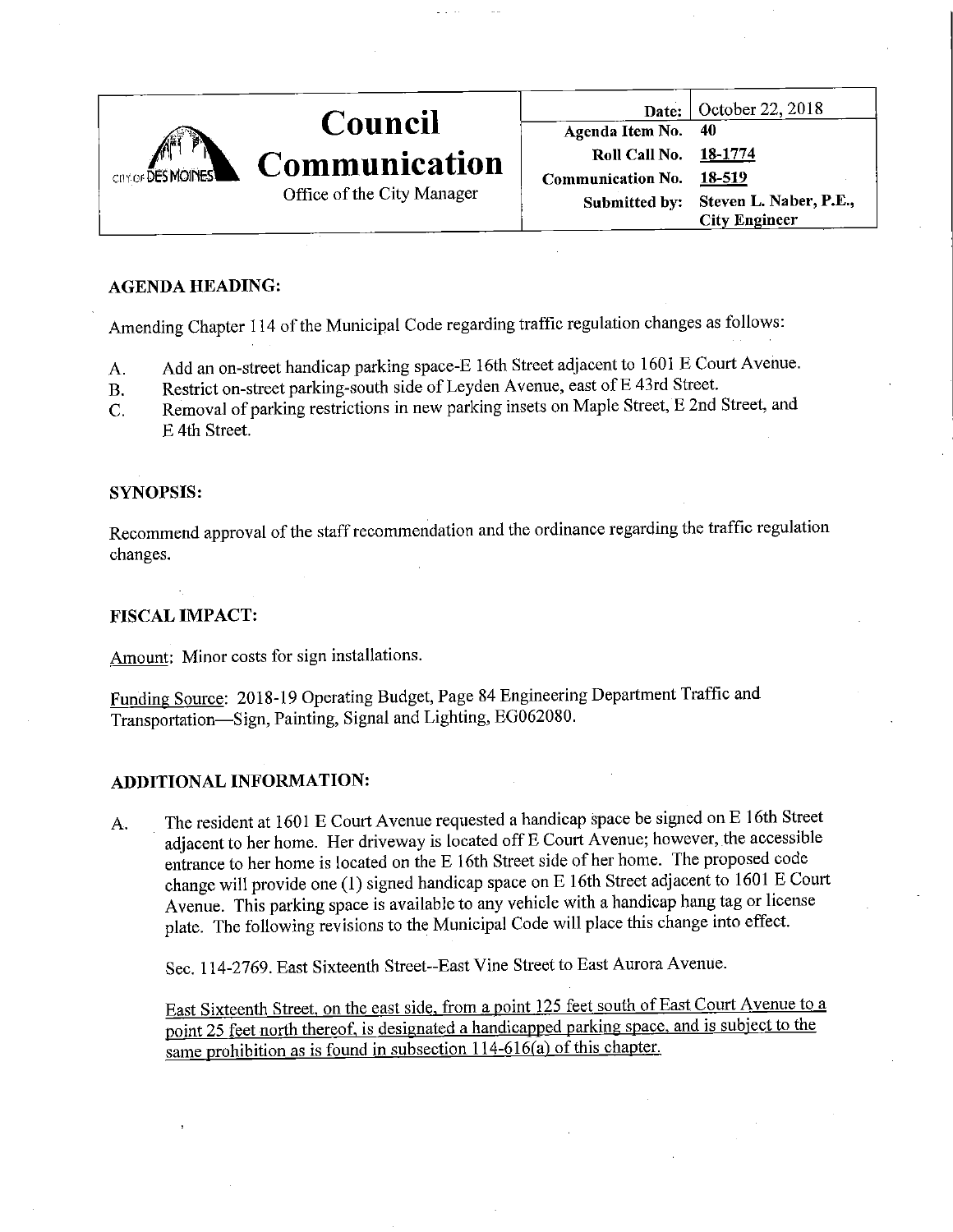| Council Communication<br>Office of the City Manager | Date: | October 22, 2018 |
|---|---|---|
| | Agenda Item No. | 40 |
| | Roll Call No. | 18-1774 |
| | Communication No. | 18-519 |
| | Submitted by: | Steven L. Naber, P.E., City Engineer |

### AGENDA HEADING:

Amending Chapter 114 of the Municipal Code regarding traffic regulation changes as follows:

A. Add an on-street handicap parking space-E 16th Street adjacent to 1601 E Court Avenue.
B. Restrict on-street parking-south side of Leyden Avenue, east of E 43rd Street.
C. Removal of parking restrictions in new parking insets on Maple Street, E 2nd Street, and E 4th Street.

### SYNOPSIS:

Recommend approval of the staff recommendation and the ordinance regarding the traffic regulation changes.

### FISCAL IMPACT:

Amount: Minor costs for sign installations.

Funding Source: 2018-19 Operating Budget, Page 84 Engineering Department Traffic and Transportation—Sign, Painting, Signal and Lighting, EG062080.

### ADDITIONAL INFORMATION:

A. The resident at 1601 E Court Avenue requested a handicap space be signed on E 16th Street adjacent to her home. Her driveway is located off E Court Avenue; however, the accessible entrance to her home is located on the E 16th Street side of her home. The proposed code change will provide one (1) signed handicap space on E 16th Street adjacent to 1601 E Court Avenue. This parking space is available to any vehicle with a handicap hang tag or license plate. The following revisions to the Municipal Code will place this change into effect.

Sec. 114-2769. East Sixteenth Street--East Vine Street to East Aurora Avenue.

East Sixteenth Street, on the east side, from a point 125 feet south of East Court Avenue to a point 25 feet north thereof, is designated a handicapped parking space, and is subject to the same prohibition as is found in subsection 114-616(a) of this chapter.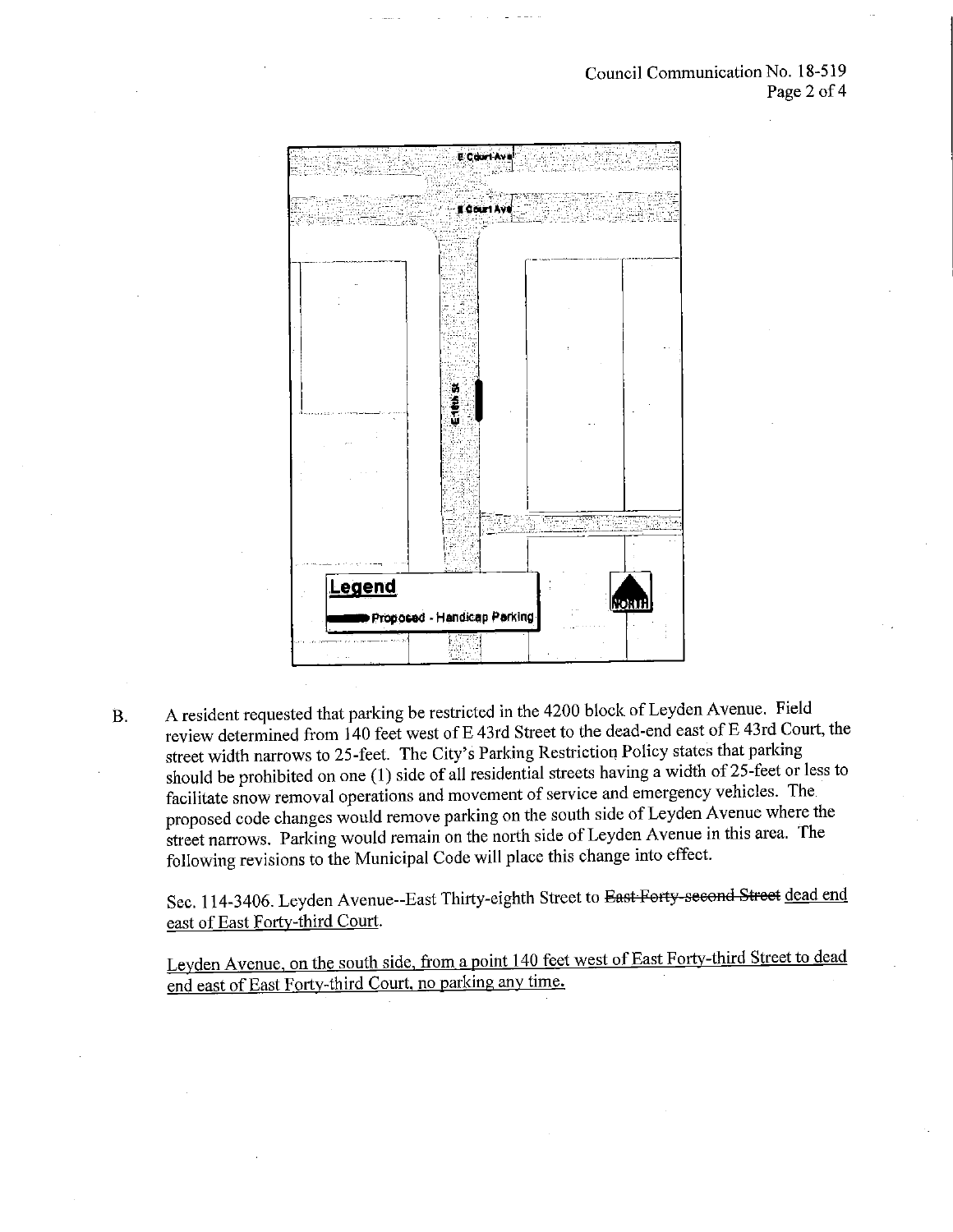B. A resident requested that parking be restricted in the 4200 block of Leyden Avenue. Field review determined from 140 feet west of E 43rd Street to the dead-end east of E 43rd Court, the street width narrows to 25-feet. The City's Parking Restriction Policy states that parking should be prohibited on one (1) side of all residential streets having a width of 25-feet or less to facilitate snow removal operations and movement of service and emergency vehicles. The proposed code changes would remove parking on the south side of Leyden Avenue where the street narrows. Parking would remain on the north side of Leyden Avenue in this area. The following revisions to the Municipal Code will place this change into effect.

Sec. 114-3406. Leyden Avenue--East Thirty-eighth Street to ~~East Forty-second Street~~ <u>dead end east of East Forty-third Court</u>.

<u>Leyden Avenue, on the south side, from a point 140 feet west of East Forty-third Street to dead end east of East Forty-third Court, no parking any time.</u>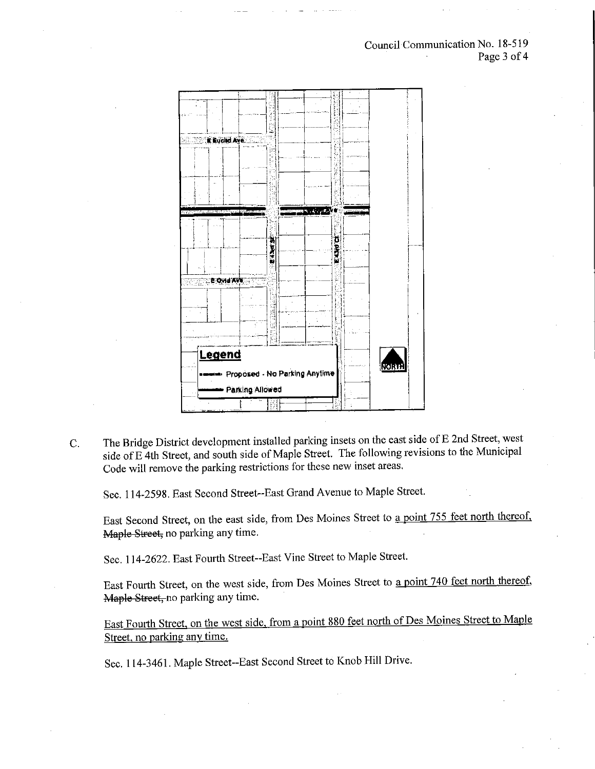C. The Bridge District development installed parking insets on the east side of E 2nd Street, west side of E 4th Street, and south side of Maple Street. The following revisions to the Municipal Code will remove the parking restrictions for these new inset areas.

Sec. 114-2598. East Second Street--East Grand Avenue to Maple Street.

East Second Street, on the east side, from Des Moines Street to <u>a point 755 feet north thereof,</u> ~~Maple Street,~~ no parking any time.

Sec. 114-2622. East Fourth Street--East Vine Street to Maple Street.

East Fourth Street, on the west side, from Des Moines Street to <u>a point 740 feet north thereof,</u> ~~Maple Street,~~ no parking any time.

<u>East Fourth Street, on the west side, from a point 880 feet north of Des Moines Street to Maple Street, no parking any time.</u>

Sec. 114-3461. Maple Street--East Second Street to Knob Hill Drive.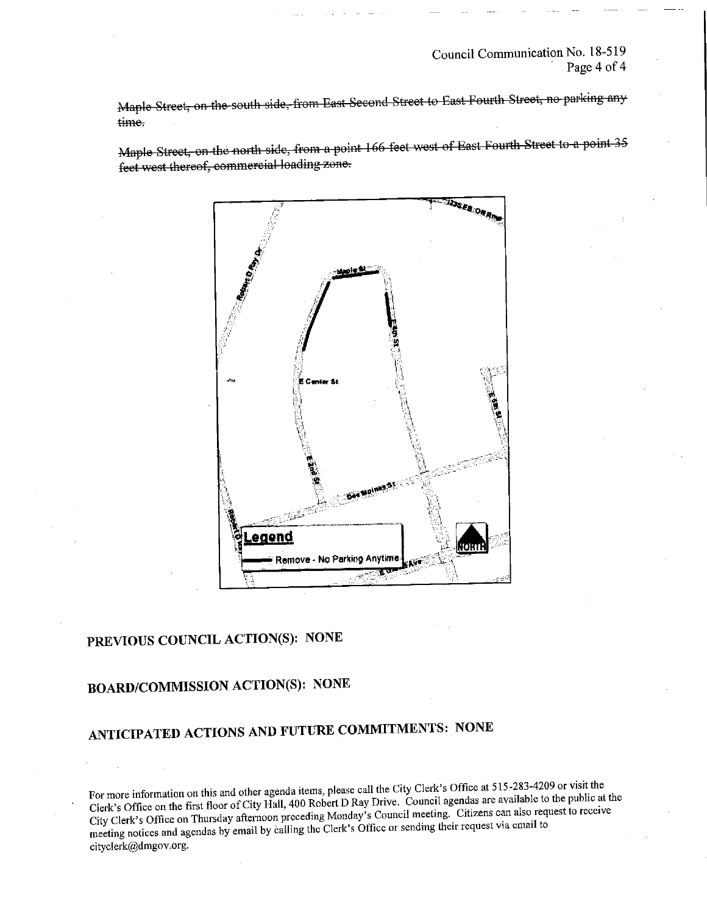~~Maple Street, on the south side, from East Second Street to East Fourth Street, no parking any time.~~

~~Maple Street, on the north side, from a point 166 feet west of East Fourth Street to a point 35 feet west thereof, commercial loading zone.~~

## PREVIOUS COUNCIL ACTION(S): NONE

## BOARD/COMMISSION ACTION(S): NONE

## ANTICIPATED ACTIONS AND FUTURE COMMITMENTS: NONE

For more information on this and other agenda items, please call the City Clerk's Office at 515-283-4209 or visit the Clerk's Office on the first floor of City Hall, 400 Robert D Ray Drive. Council agendas are available to the public at the City Clerk's Office on Thursday afternoon preceding Monday's Council meeting. Citizens can also request to receive meeting notices and agendas by email by calling the Clerk's Office or sending their request via email to cityclerk@dmgov.org.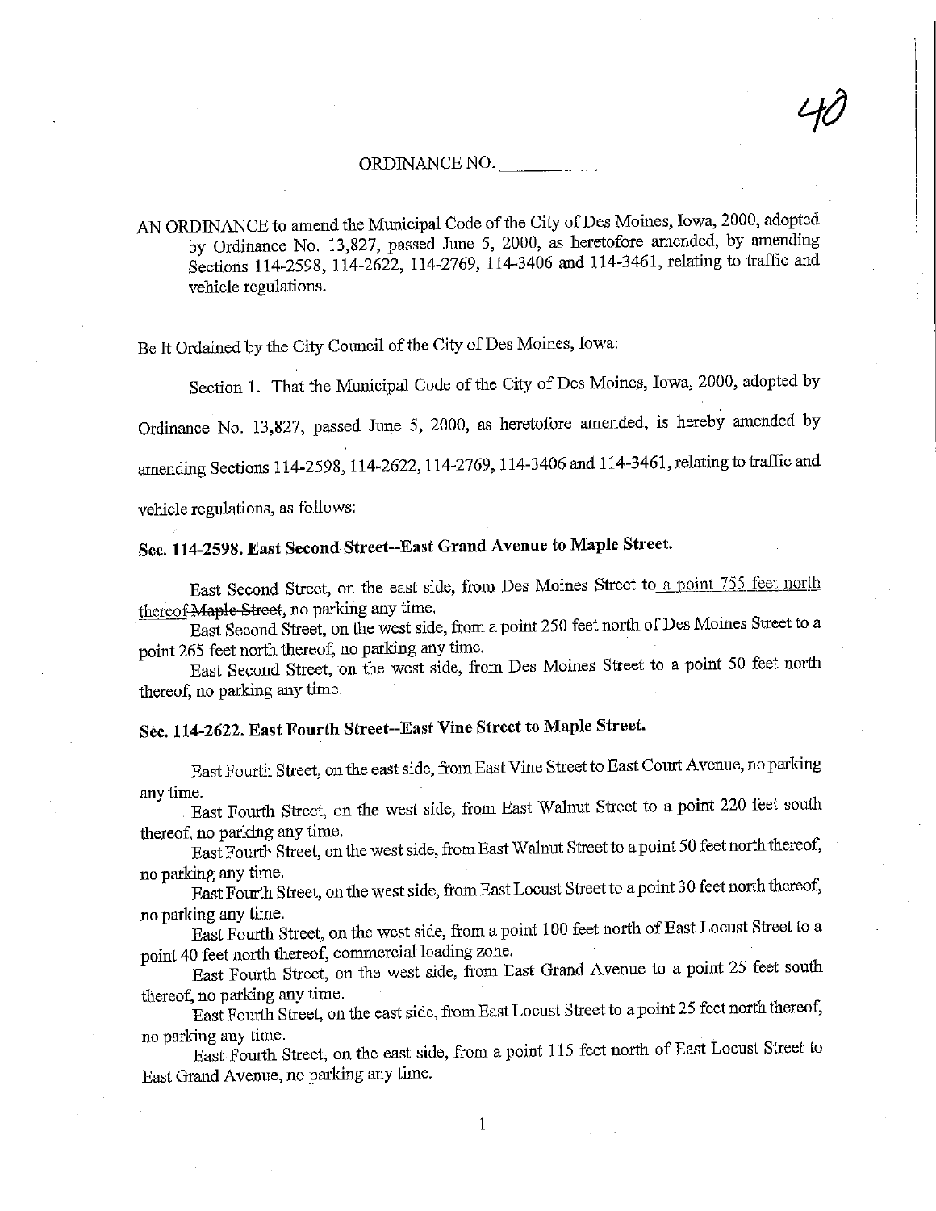40

ORDINANCE NO. \_\_\_\_\_\_\_\_\_\_

AN ORDINANCE to amend the Municipal Code of the City of Des Moines, Iowa, 2000, adopted by Ordinance No. 13,827, passed June 5, 2000, as heretofore amended, by amending Sections 114-2598, 114-2622, 114-2769, 114-3406 and 114-3461, relating to traffic and vehicle regulations.

Be It Ordained by the City Council of the City of Des Moines, Iowa:

Section 1. That the Municipal Code of the City of Des Moines, Iowa, 2000, adopted by Ordinance No. 13,827, passed June 5, 2000, as heretofore amended, is hereby amended by amending Sections 114-2598, 114-2622, 114-2769, 114-3406 and 114-3461, relating to traffic and vehicle regulations, as follows:

**Sec. 114-2598. East Second Street--East Grand Avenue to Maple Street.**

East Second Street, on the east side, from Des Moines Street to <u>a point 755 feet north thereof</u> ~~Maple Street~~, no parking any time.

East Second Street, on the west side, from a point 250 feet north of Des Moines Street to a point 265 feet north thereof, no parking any time.

East Second Street, on the west side, from Des Moines Street to a point 50 feet north thereof, no parking any time.

**Sec. 114-2622. East Fourth Street--East Vine Street to Maple Street.**

East Fourth Street, on the east side, from East Vine Street to East Court Avenue, no parking any time.

East Fourth Street, on the west side, from East Walnut Street to a point 220 feet south thereof, no parking any time.

East Fourth Street, on the west side, from East Walnut Street to a point 50 feet north thereof, no parking any time.

East Fourth Street, on the west side, from East Locust Street to a point 30 feet north thereof, no parking any time.

East Fourth Street, on the west side, from a point 100 feet north of East Locust Street to a point 40 feet north thereof, commercial loading zone.

East Fourth Street, on the west side, from East Grand Avenue to a point 25 feet south thereof, no parking any time.

East Fourth Street, on the east side, from East Locust Street to a point 25 feet north thereof, no parking any time.

East Fourth Street, on the east side, from a point 115 feet north of East Locust Street to East Grand Avenue, no parking any time.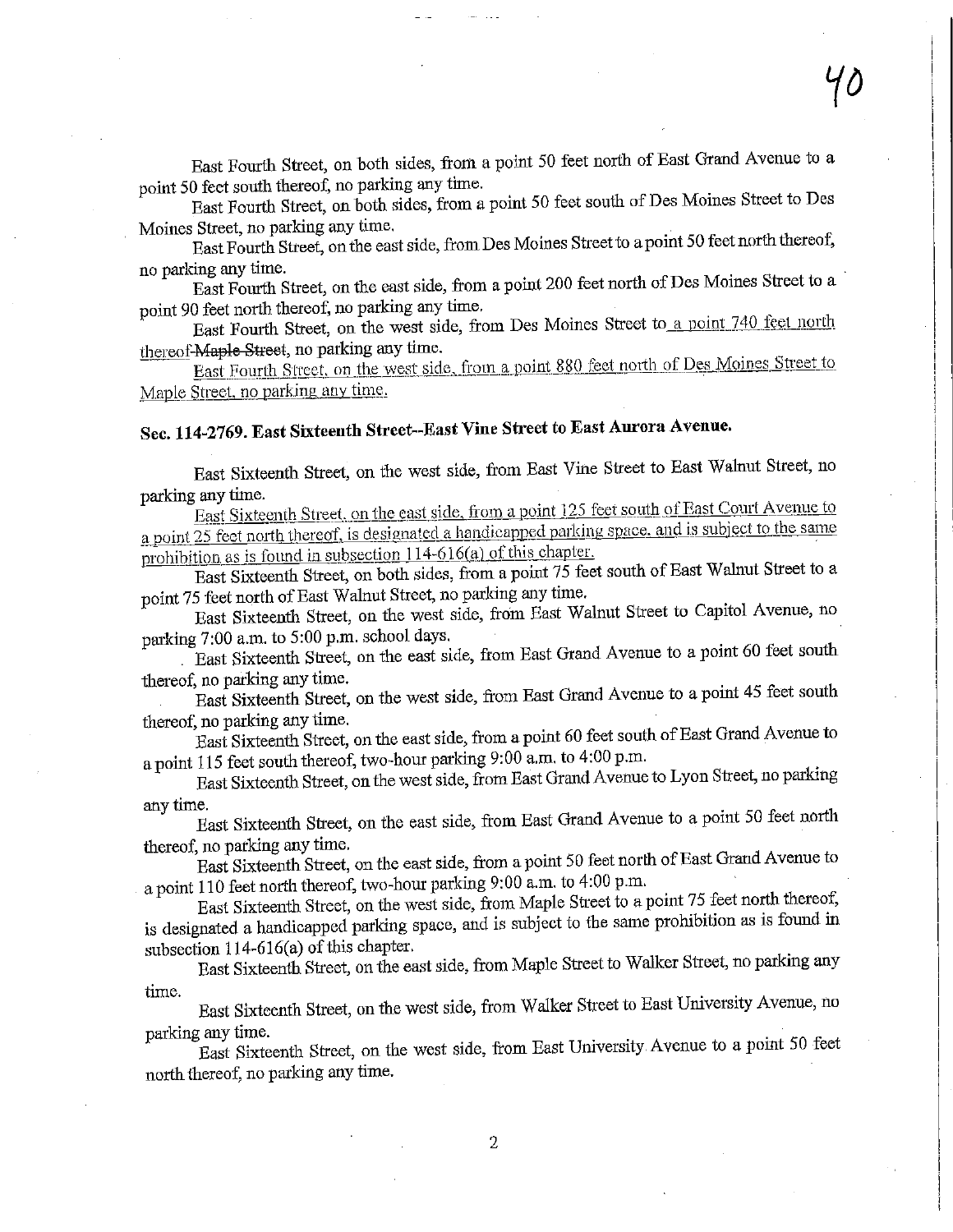East Fourth Street, on both sides, from a point 50 feet north of East Grand Avenue to a point 50 feet south thereof, no parking any time.

East Fourth Street, on both sides, from a point 50 feet south of Des Moines Street to Des Moines Street, no parking any time.

East Fourth Street, on the east side, from Des Moines Street to a point 50 feet north thereof, no parking any time.

East Fourth Street, on the east side, from a point 200 feet north of Des Moines Street to a point 90 feet north thereof, no parking any time.

East Fourth Street, on the west side, from Des Moines Street to a point 740 feet north thereof ~~Maple Street~~, no parking any time.

East Fourth Street, on the west side, from a point 880 feet north of Des Moines Street to Maple Street, no parking any time.

## Sec. 114-2769. East Sixteenth Street--East Vine Street to East Aurora Avenue.

East Sixteenth Street, on the west side, from East Vine Street to East Walnut Street, no parking any time.

East Sixteenth Street, on the east side, from a point 125 feet south of East Court Avenue to a point 25 feet north thereof, is designated a handicapped parking space, and is subject to the same prohibition as is found in subsection 114-616(a) of this chapter.

East Sixteenth Street, on both sides, from a point 75 feet south of East Walnut Street to a point 75 feet north of East Walnut Street, no parking any time.

East Sixteenth Street, on the west side, from East Walnut Street to Capitol Avenue, no parking 7:00 a.m. to 5:00 p.m. school days.

East Sixteenth Street, on the east side, from East Grand Avenue to a point 60 feet south thereof, no parking any time.

East Sixteenth Street, on the west side, from East Grand Avenue to a point 45 feet south thereof, no parking any time.

East Sixteenth Street, on the east side, from a point 60 feet south of East Grand Avenue to a point 115 feet south thereof, two-hour parking 9:00 a.m. to 4:00 p.m.

East Sixteenth Street, on the west side, from East Grand Avenue to Lyon Street, no parking any time.

East Sixteenth Street, on the east side, from East Grand Avenue to a point 50 feet north thereof, no parking any time.

East Sixteenth Street, on the east side, from a point 50 feet north of East Grand Avenue to a point 110 feet north thereof, two-hour parking 9:00 a.m. to 4:00 p.m.

East Sixteenth Street, on the west side, from Maple Street to a point 75 feet north thereof, is designated a handicapped parking space, and is subject to the same prohibition as is found in subsection 114-616(a) of this chapter.

East Sixteenth Street, on the east side, from Maple Street to Walker Street, no parking any time.

East Sixteenth Street, on the west side, from Walker Street to East University Avenue, no parking any time.

East Sixteenth Street, on the west side, from East University Avenue to a point 50 feet north thereof, no parking any time.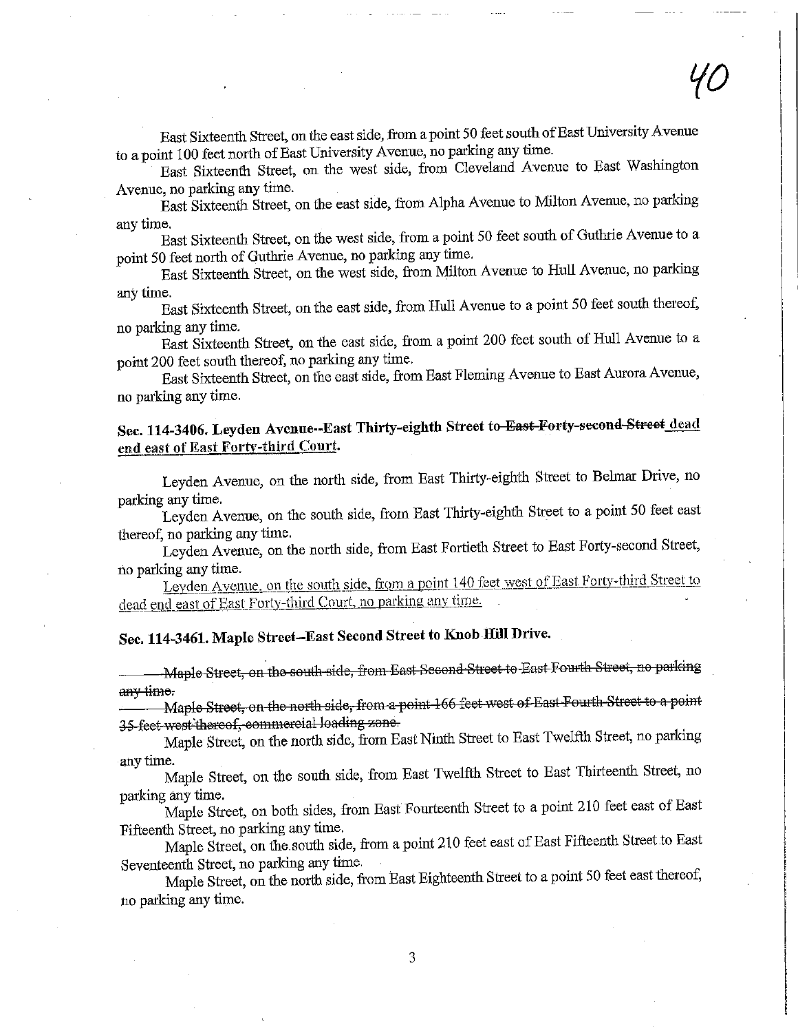East Sixteenth Street, on the east side, from a point 50 feet south of East University Avenue to a point 100 feet north of East University Avenue, no parking any time.

East Sixteenth Street, on the west side, from Cleveland Avenue to East Washington Avenue, no parking any time.

East Sixteenth Street, on the east side, from Alpha Avenue to Milton Avenue, no parking any time.

East Sixteenth Street, on the west side, from a point 50 feet south of Guthrie Avenue to a point 50 feet north of Guthrie Avenue, no parking any time.

East Sixteenth Street, on the west side, from Milton Avenue to Hull Avenue, no parking any time.

East Sixteenth Street, on the east side, from Hull Avenue to a point 50 feet south thereof, no parking any time.

East Sixteenth Street, on the east side, from a point 200 feet south of Hull Avenue to a point 200 feet south thereof, no parking any time.

East Sixteenth Street, on the east side, from East Fleming Avenue to East Aurora Avenue, no parking any time.

### Sec. 114-3406. Leyden Avenue--East Thirty-eighth Street to ~~East Forty-second Street~~ <u>dead end east of East Forty-third Court</u>.

Leyden Avenue, on the north side, from East Thirty-eighth Street to Belmar Drive, no parking any time.

Leyden Avenue, on the south side, from East Thirty-eighth Street to a point 50 feet east thereof, no parking any time.

Leyden Avenue, on the north side, from East Fortieth Street to East Forty-second Street, no parking any time.

<u>Leyden Avenue, on the south side, from a point 140 feet west of East Forty-third Street to dead end east of East Forty-third Court, no parking any time.</u>

### Sec. 114-3461. Maple Street--East Second Street to Knob Hill Drive.

~~Maple Street, on the south side, from East Second Street to East Fourth Street, no parking any time.~~

~~Maple Street, on the north side, from a point 166 feet west of East Fourth Street to a point 35 feet west thereof, commercial loading zone.~~

Maple Street, on the north side, from East Ninth Street to East Twelfth Street, no parking any time.

Maple Street, on the south side, from East Twelfth Street to East Thirteenth Street, no parking any time.

Maple Street, on both sides, from East Fourteenth Street to a point 210 feet east of East Fifteenth Street, no parking any time.

Maple Street, on the south side, from a point 210 feet east of East Fifteenth Street to East Seventeenth Street, no parking any time.

Maple Street, on the north side, from East Eighteenth Street to a point 50 feet east thereof, no parking any time.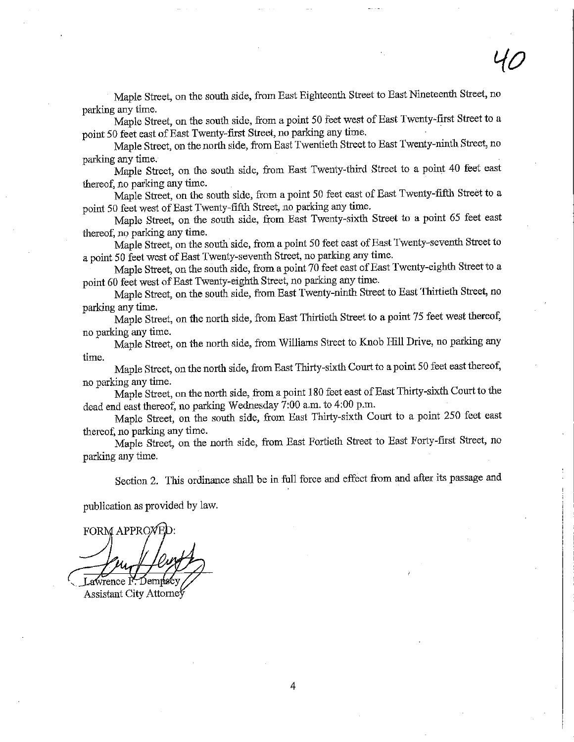Maple Street, on the south side, from East Eighteenth Street to East Nineteenth Street, no parking any time.

Maple Street, on the south side, from a point 50 feet west of East Twenty-first Street to a point 50 feet east of East Twenty-first Street, no parking any time.

Maple Street, on the north side, from East Twentieth Street to East Twenty-ninth Street, no parking any time.

Maple Street, on the south side, from East Twenty-third Street to a point 40 feet east thereof, no parking any time.

Maple Street, on the south side, from a point 50 feet east of East Twenty-fifth Street to a point 50 feet west of East Twenty-fifth Street, no parking any time.

Maple Street, on the south side, from East Twenty-sixth Street to a point 65 feet east thereof, no parking any time.

Maple Street, on the south side, from a point 50 feet east of East Twenty-seventh Street to a point 50 feet west of East Twenty-seventh Street, no parking any time.

Maple Street, on the south side, from a point 70 feet east of East Twenty-eighth Street to a point 60 feet west of East Twenty-eighth Street, no parking any time.

Maple Street, on the south side, from East Twenty-ninth Street to East Thirtieth Street, no parking any time.

Maple Street, on the north side, from East Thirtieth Street to a point 75 feet west thereof, no parking any time.

Maple Street, on the north side, from Williams Street to Knob Hill Drive, no parking any time.

Maple Street, on the north side, from East Thirty-sixth Court to a point 50 feet east thereof, no parking any time.

Maple Street, on the north side, from a point 180 feet east of East Thirty-sixth Court to the dead end east thereof, no parking Wednesday 7:00 a.m. to 4:00 p.m.

Maple Street, on the south side, from East Thirty-sixth Court to a point 250 feet east thereof, no parking any time.

Maple Street, on the north side, from East Fortieth Street to East Forty-first Street, no parking any time.

Section 2. This ordinance shall be in full force and effect from and after its passage and publication as provided by law.

FORM APPROVED:

Lawrence F. Dempsey
Assistant City Attorney